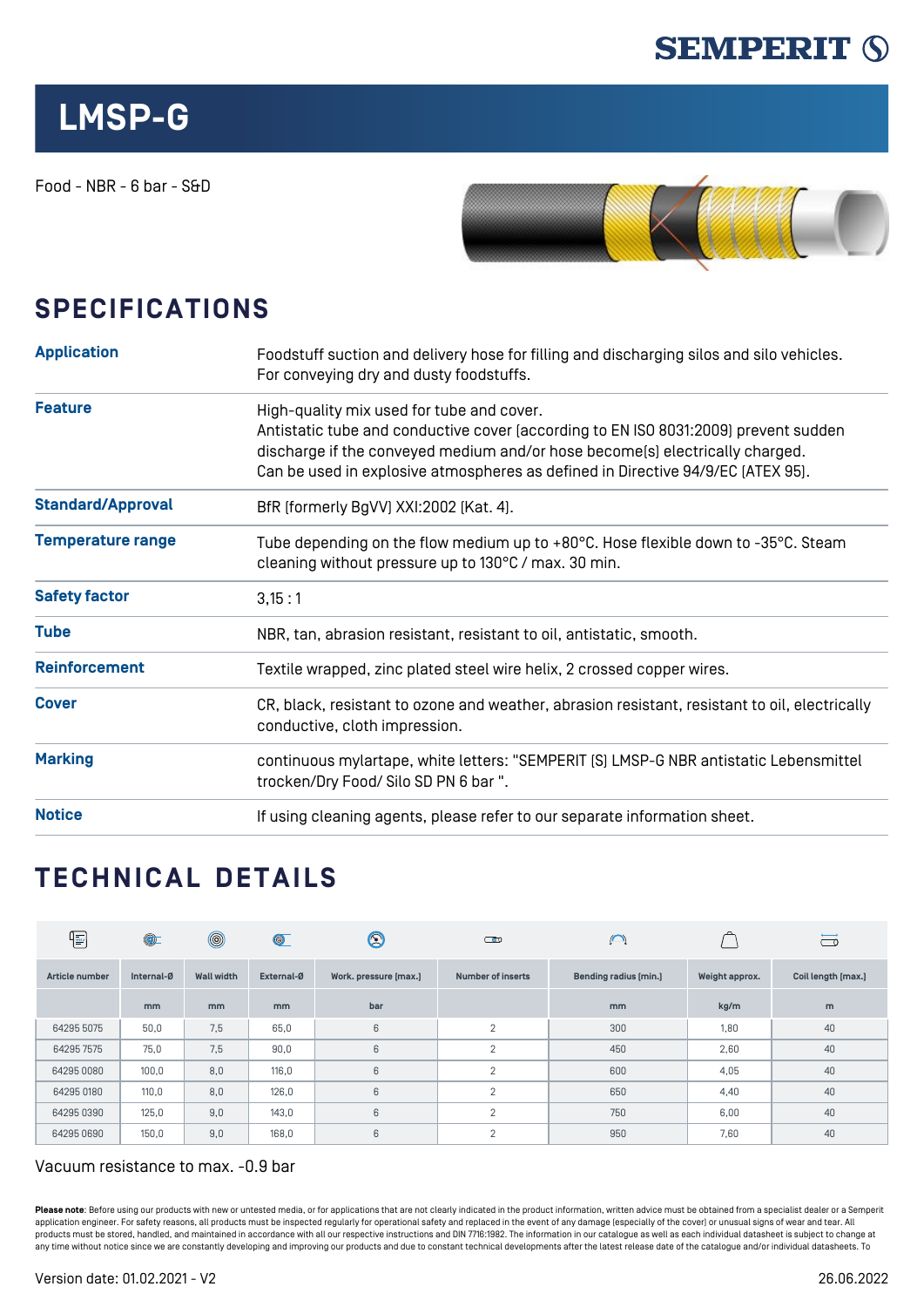SEMPERIT

# LMSP-G

Food - NBR - 6 bar - S&D

## SPECIFICATIONS

| | |
|---|---|
| **Application** | Foodstuff suction and delivery hose for filling and discharging silos and silo vehicles. For conveying dry and dusty foodstuffs. |
| **Feature** | High-quality mix used for tube and cover. Antistatic tube and conductive cover [according to EN ISO 8031:2009] prevent sudden discharge if the conveyed medium and/or hose become[s] electrically charged. Can be used in explosive atmospheres as defined in Directive 94/9/EC [ATEX 95]. |
| **Standard/Approval** | BfR [formerly BgVV] XXI:2002 [Kat. 4]. |
| **Temperature range** | Tube depending on the flow medium up to +80°C. Hose flexible down to -35°C. Steam cleaning without pressure up to 130°C / max. 30 min. |
| **Safety factor** | 3,15 : 1 |
| **Tube** | NBR, tan, abrasion resistant, resistant to oil, antistatic, smooth. |
| **Reinforcement** | Textile wrapped, zinc plated steel wire helix, 2 crossed copper wires. |
| **Cover** | CR, black, resistant to ozone and weather, abrasion resistant, resistant to oil, electrically conductive, cloth impression. |
| **Marking** | continuous mylartape, white letters: "SEMPERIT [S] LMSP-G NBR antistatic Lebensmittel trocken/Dry Food/ Silo SD PN 6 bar ". |
| **Notice** | If using cleaning agents, please refer to our separate information sheet. |

## TECHNICAL DETAILS

| Article number | Internal-Ø | Wall width | External-Ø | Work. pressure [max.] | Number of inserts | Bending radius [min.] | Weight approx. | Coil length [max.] |
|---|---|---|---|---|---|---|---|---|
| | mm | mm | mm | bar | | mm | kg/m | m |
| 64295 5075 | 50,0 | 7,5 | 65,0 | 6 | 2 | 300 | 1,80 | 40 |
| 64295 7575 | 75,0 | 7,5 | 90,0 | 6 | 2 | 450 | 2,60 | 40 |
| 64295 0080 | 100,0 | 8,0 | 116,0 | 6 | 2 | 600 | 4,05 | 40 |
| 64295 0180 | 110,0 | 8,0 | 126,0 | 6 | 2 | 650 | 4,40 | 40 |
| 64295 0390 | 125,0 | 9,0 | 143,0 | 6 | 2 | 750 | 6,00 | 40 |
| 64295 0690 | 150,0 | 9,0 | 168,0 | 6 | 2 | 950 | 7,60 | 40 |

Vacuum resistance to max. -0.9 bar

**Please note**: Before using our products with new or untested media, or for applications that are not clearly indicated in the product information, written advice must be obtained from a specialist dealer or a Semperit application engineer. For safety reasons, all products must be inspected regularly for operational safety and replaced in the event of any damage [especially of the cover] or unusual signs of wear and tear. All products must be stored, handled, and maintained in accordance with all our respective instructions and DIN 7716:1982. The information in our catalogue as well as each individual datasheet is subject to change at any time without notice since we are constantly developing and improving our products and due to constant technical developments after the latest release date of the catalogue and/or individual datasheets. To

Version date: 01.02.2021 - V2

26.06.2022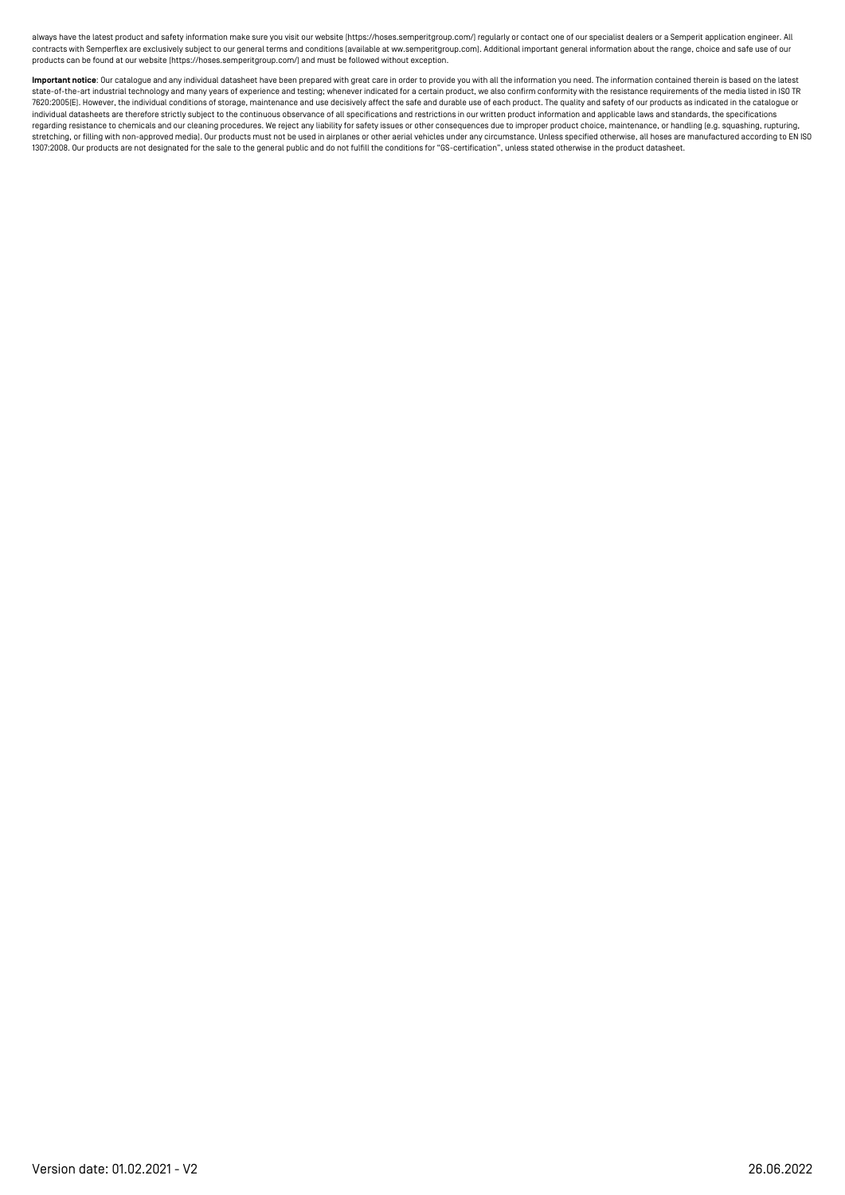always have the latest product and safety information make sure you visit our website (https://hoses.semperitgroup.com/) regularly or contact one of our specialist dealers or a Semperit application engineer. All contracts with Semperflex are exclusively subject to our general terms and conditions (available at ww.semperitgroup.com). Additional important general information about the range, choice and safe use of our products can be found at our website (https://hoses.semperitgroup.com/) and must be followed without exception.

**Important notice**: Our catalogue and any individual datasheet have been prepared with great care in order to provide you with all the information you need. The information contained therein is based on the latest state-of-the-art industrial technology and many years of experience and testing; whenever indicated for a certain product, we also confirm conformity with the resistance requirements of the media listed in ISO TR 7620:2005(E). However, the individual conditions of storage, maintenance and use decisively affect the safe and durable use of each product. The quality and safety of our products as indicated in the catalogue or individual datasheets are therefore strictly subject to the continuous observance of all specifications and restrictions in our written product information and applicable laws and standards, the specifications regarding resistance to chemicals and our cleaning procedures. We reject any liability for safety issues or other consequences due to improper product choice, maintenance, or handling (e.g. squashing, rupturing, stretching, or filling with non-approved media). Our products must not be used in airplanes or other aerial vehicles under any circumstance. Unless specified otherwise, all hoses are manufactured according to EN ISO 1307:2008. Our products are not designated for the sale to the general public and do not fulfill the conditions for "GS-certification", unless stated otherwise in the product datasheet.

Version date: 01.02.2021 - V2

26.06.2022